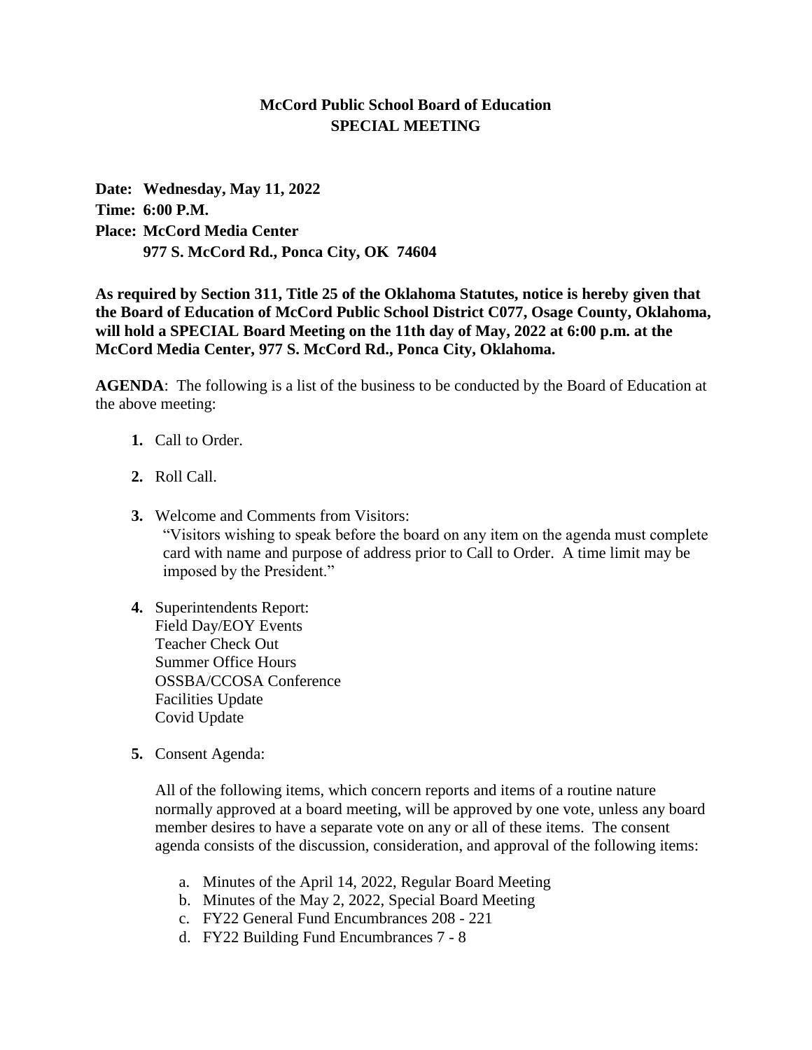# McCord Public School Board of Education
## SPECIAL MEETING

**Date: Wednesday, May 11, 2022**
**Time: 6:00 P.M.**
**Place: McCord Media Center**
**977 S. McCord Rd., Ponca City, OK 74604**

**As required by Section 311, Title 25 of the Oklahoma Statutes, notice is hereby given that the Board of Education of McCord Public School District C077, Osage County, Oklahoma, will hold a SPECIAL Board Meeting on the 11th day of May, 2022 at 6:00 p.m. at the McCord Media Center, 977 S. McCord Rd., Ponca City, Oklahoma.**

**AGENDA**: The following is a list of the business to be conducted by the Board of Education at the above meeting:

1. Call to Order.
2. Roll Call.
3. Welcome and Comments from Visitors:
   "Visitors wishing to speak before the board on any item on the agenda must complete card with name and purpose of address prior to Call to Order. A time limit may be imposed by the President."
4. Superintendents Report:
   Field Day/EOY Events
   Teacher Check Out
   Summer Office Hours
   OSSBA/CCOSA Conference
   Facilities Update
   Covid Update
5. Consent Agenda:

   All of the following items, which concern reports and items of a routine nature normally approved at a board meeting, will be approved by one vote, unless any board member desires to have a separate vote on any or all of these items. The consent agenda consists of the discussion, consideration, and approval of the following items:

   a. Minutes of the April 14, 2022, Regular Board Meeting
   b. Minutes of the May 2, 2022, Special Board Meeting
   c. FY22 General Fund Encumbrances 208 - 221
   d. FY22 Building Fund Encumbrances 7 - 8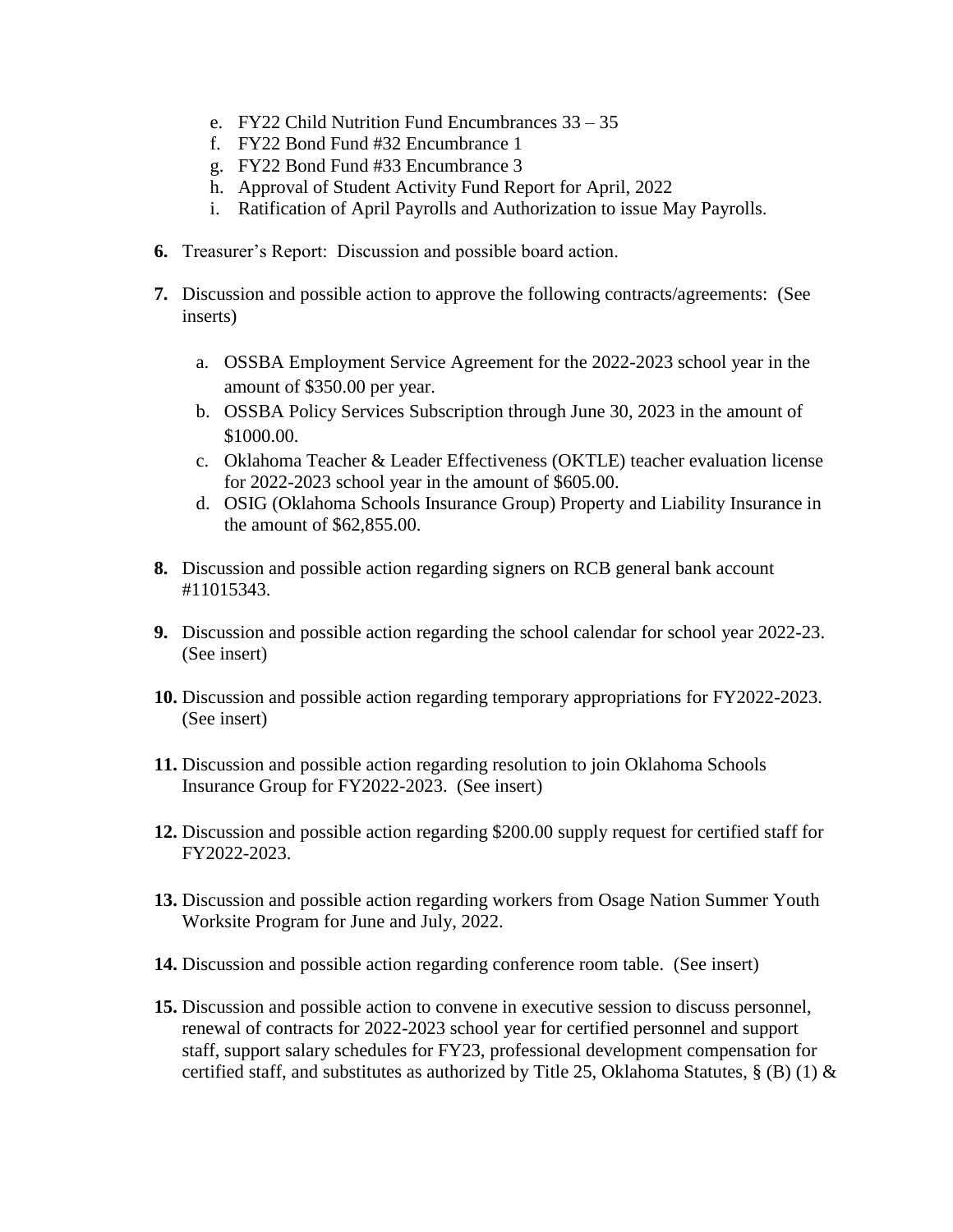e. FY22 Child Nutrition Fund Encumbrances 33 – 35
f. FY22 Bond Fund #32 Encumbrance 1
g. FY22 Bond Fund #33 Encumbrance 3
h. Approval of Student Activity Fund Report for April, 2022
i. Ratification of April Payrolls and Authorization to issue May Payrolls.

**6.** Treasurer's Report: Discussion and possible board action.

**7.** Discussion and possible action to approve the following contracts/agreements: (See inserts)

   a. OSSBA Employment Service Agreement for the 2022-2023 school year in the amount of $350.00 per year.
   b. OSSBA Policy Services Subscription through June 30, 2023 in the amount of $1000.00.
   c. Oklahoma Teacher & Leader Effectiveness (OKTLE) teacher evaluation license for 2022-2023 school year in the amount of $605.00.
   d. OSIG (Oklahoma Schools Insurance Group) Property and Liability Insurance in the amount of $62,855.00.

**8.** Discussion and possible action regarding signers on RCB general bank account #11015343.

**9.** Discussion and possible action regarding the school calendar for school year 2022-23. (See insert)

**10.** Discussion and possible action regarding temporary appropriations for FY2022-2023. (See insert)

**11.** Discussion and possible action regarding resolution to join Oklahoma Schools Insurance Group for FY2022-2023. (See insert)

**12.** Discussion and possible action regarding $200.00 supply request for certified staff for FY2022-2023.

**13.** Discussion and possible action regarding workers from Osage Nation Summer Youth Worksite Program for June and July, 2022.

**14.** Discussion and possible action regarding conference room table. (See insert)

**15.** Discussion and possible action to convene in executive session to discuss personnel, renewal of contracts for 2022-2023 school year for certified personnel and support staff, support salary schedules for FY23, professional development compensation for certified staff, and substitutes as authorized by Title 25, Oklahoma Statutes, § (B) (1) &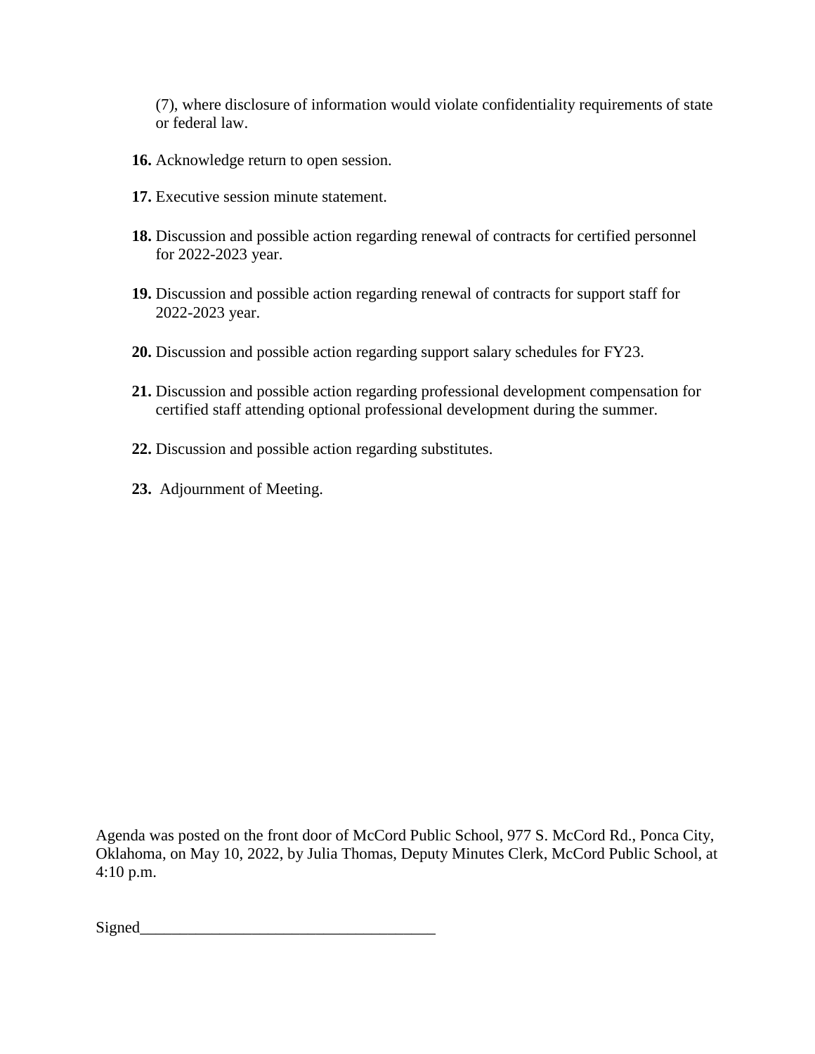(7), where disclosure of information would violate confidentiality requirements of state or federal law.

**16.** Acknowledge return to open session.

**17.** Executive session minute statement.

**18.** Discussion and possible action regarding renewal of contracts for certified personnel for 2022-2023 year.

**19.** Discussion and possible action regarding renewal of contracts for support staff for 2022-2023 year.

**20.** Discussion and possible action regarding support salary schedules for FY23.

**21.** Discussion and possible action regarding professional development compensation for certified staff attending optional professional development during the summer.

**22.** Discussion and possible action regarding substitutes.

**23.** Adjournment of Meeting.

Agenda was posted on the front door of McCord Public School, 977 S. McCord Rd., Ponca City, Oklahoma, on May 10, 2022, by Julia Thomas, Deputy Minutes Clerk, McCord Public School, at 4:10 p.m.

Signed_____________________________________